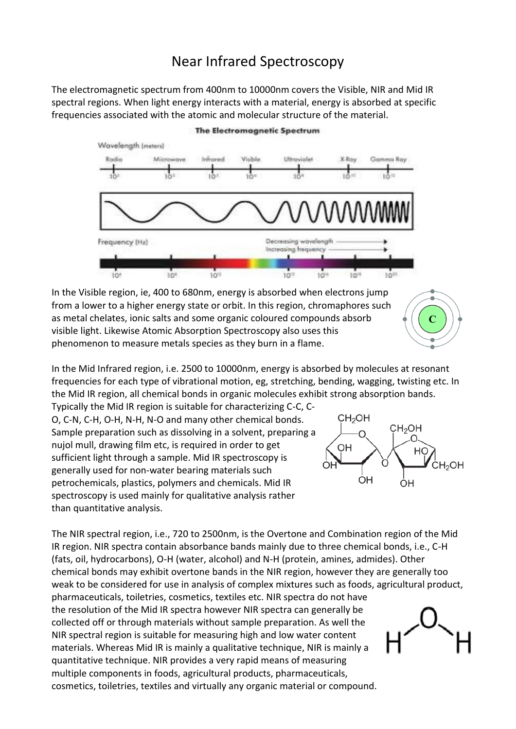# Near Infrared Spectroscopy

The electromagnetic spectrum from 400nm to 10000nm covers the Visible, NIR and Mid IR spectral regions. When light energy interacts with a material, energy is absorbed at specific frequencies associated with the atomic and molecular structure of the material.

In the Visible region, ie, 400 to 680nm, energy is absorbed when electrons jump from a lower to a higher energy state or orbit. In this region, chromaphores such as metal chelates, ionic salts and some organic coloured compounds absorb visible light. Likewise Atomic Absorption Spectroscopy also uses this phenomenon to measure metals species as they burn in a flame.

In the Mid Infrared region, i.e. 2500 to 10000nm, energy is absorbed by molecules at resonant frequencies for each type of vibrational motion, eg, stretching, bending, wagging, twisting etc. In the Mid IR region, all chemical bonds in organic molecules exhibit strong absorption bands. Typically the Mid IR region is suitable for characterizing C-C, C-O, C-N, C-H, O-H, N-H, N-O and many other chemical bonds. Sample preparation such as dissolving in a solvent, preparing a nujol mull, drawing film etc, is required in order to get sufficient light through a sample. Mid IR spectroscopy is generally used for non-water bearing materials such petrochemicals, plastics, polymers and chemicals. Mid IR spectroscopy is used mainly for qualitative analysis rather than quantitative analysis.

The NIR spectral region, i.e., 720 to 2500nm, is the Overtone and Combination region of the Mid IR region. NIR spectra contain absorbance bands mainly due to three chemical bonds, i.e., C-H (fats, oil, hydrocarbons), O-H (water, alcohol) and N-H (protein, amines, admides). Other chemical bonds may exhibit overtone bands in the NIR region, however they are generally too weak to be considered for use in analysis of complex mixtures such as foods, agricultural product, pharmaceuticals, toiletries, cosmetics, textiles etc. NIR spectra do not have the resolution of the Mid IR spectra however NIR spectra can generally be collected off or through materials without sample preparation. As well the NIR spectral region is suitable for measuring high and low water content materials. Whereas Mid IR is mainly a qualitative technique, NIR is mainly a quantitative technique. NIR provides a very rapid means of measuring multiple components in foods, agricultural products, pharmaceuticals, cosmetics, toiletries, textiles and virtually any organic material or compound.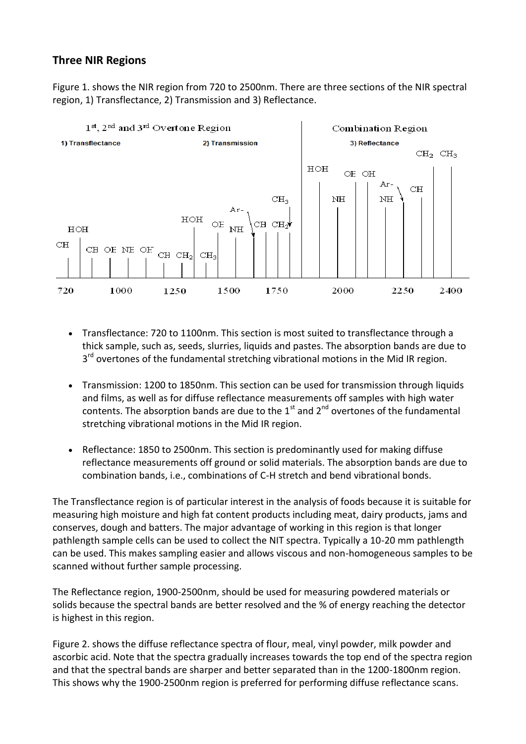## Three NIR Regions

Figure 1. shows the NIR region from 720 to 2500nm. There are three sections of the NIR spectral region, 1) Transflectance, 2) Transmission and 3) Reflectance.

- Transflectance: 720 to 1100nm. This section is most suited to transflectance through a thick sample, such as, seeds, slurries, liquids and pastes. The absorption bands are due to 3rd overtones of the fundamental stretching vibrational motions in the Mid IR region.

- Transmission: 1200 to 1850nm. This section can be used for transmission through liquids and films, as well as for diffuse reflectance measurements off samples with high water contents. The absorption bands are due to the 1st and 2nd overtones of the fundamental stretching vibrational motions in the Mid IR region.

- Reflectance: 1850 to 2500nm. This section is predominantly used for making diffuse reflectance measurements off ground or solid materials. The absorption bands are due to combination bands, i.e., combinations of C-H stretch and bend vibrational bonds.

The Transflectance region is of particular interest in the analysis of foods because it is suitable for measuring high moisture and high fat content products including meat, dairy products, jams and conserves, dough and batters. The major advantage of working in this region is that longer pathlength sample cells can be used to collect the NIT spectra. Typically a 10-20 mm pathlength can be used. This makes sampling easier and allows viscous and non-homogeneous samples to be scanned without further sample processing.

The Reflectance region, 1900-2500nm, should be used for measuring powdered materials or solids because the spectral bands are better resolved and the % of energy reaching the detector is highest in this region.

Figure 2. shows the diffuse reflectance spectra of flour, meal, vinyl powder, milk powder and ascorbic acid. Note that the spectra gradually increases towards the top end of the spectra region and that the spectral bands are sharper and better separated than in the 1200-1800nm region. This shows why the 1900-2500nm region is preferred for performing diffuse reflectance scans.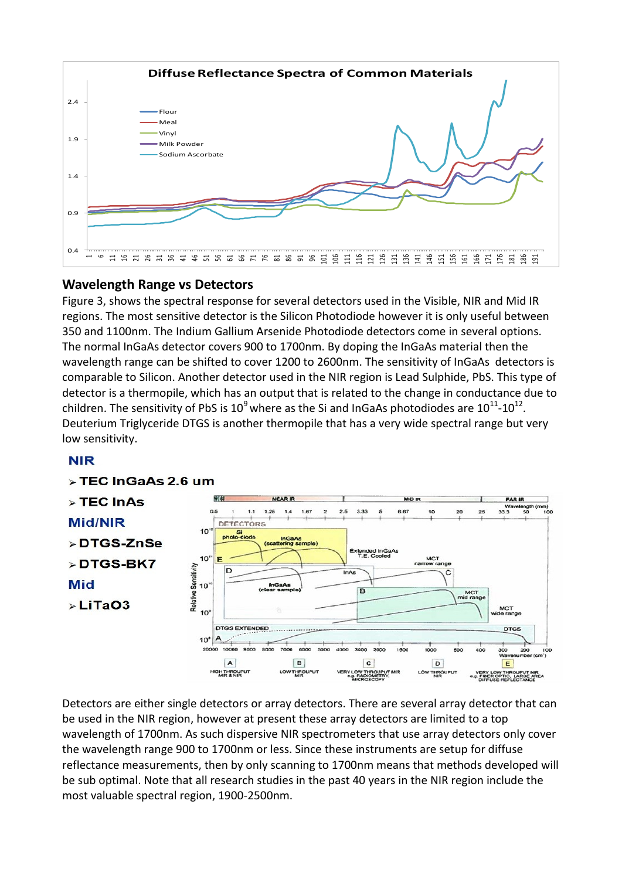Diffuse Reflectance Spectra of Common Materials

Flour
Meal
Vinyl
Milk Powder
Sodium Ascorbate

2.4
1.9
1.4
0.9
0.4

1 6 11 16 21 26 31 36 41 46 51 56 61 66 71 76 81 86 91 96 101 106 111 116 121 126 131 136 141 146 151 156 161 166 171 176 181 186 191

## Wavelength Range vs Detectors

Figure 3, shows the spectral response for several detectors used in the Visible, NIR and Mid IR regions. The most sensitive detector is the Silicon Photodiode however it is only useful between 350 and 1100nm. The Indium Gallium Arsenide Photodiode detectors come in several options. The normal InGaAs detector covers 900 to 1700nm. By doping the InGaAs material then the wavelength range can be shifted to cover 1200 to 2600nm. The sensitivity of InGaAs detectors is comparable to Silicon. Another detector used in the NIR region is Lead Sulphide, PbS. This type of detector is a thermopile, which has an output that is related to the change in conductance due to children. The sensitivity of PbS is $10^9$ where as the Si and InGaAs photodiodes are $10^{11}$-$10^{12}$. Deuterium Triglyceride DTGS is another thermopile that has a very wide spectral range but very low sensitivity.

**NIR**

- **TEC InGaAs 2.6 um**
- **TEC InAs**

**Mid/NIR**

- **DTGS-ZnSe**
- **DTGS-BK7**

**Mid**

- **LiTaO3**

VIS NEAR IR MID IR FAR IR
Wavelength (mm)
0.5 1 1.1 1.25 1.4 1.67 2 2.5 3.33 5 6.67 10 20 25 33.3 50 100
DETECTORS
Si photo-diode
InGaAs (scattering sample)
Extended InGaAs T.E. Cooled
MCT narrow range
InAs
InGaAs (clear sample)
MCT mid range
MCT wide range
DTGS EXTENDED
DTGS
Relative Sensitivity
$10^{12}$ $10^{11}$ $10^{10}$ $10^{9}$ $10^{8}$
20000 10000 9000 8000 7000 6000 5000 4000 3000 2000 1500 1000 500 400 300 200 100
Wavenumber (cm⁻¹)
A HIGH THROUPUT MIR & NIR
B LOW THROUPUT MIR
C VERY LOW THROUPUT MIR e.g. RADIOMETRY, MICROSCOPY
D LOW THROUPUT NIR
E VERY LOW THROUPUT NIR e.g. FIBER OPTIC, LARGE AREA DIFFUSE REFLECTANCE

Detectors are either single detectors or array detectors. There are several array detector that can be used in the NIR region, however at present these array detectors are limited to a top wavelength of 1700nm. As such dispersive NIR spectrometers that use array detectors only cover the wavelength range 900 to 1700nm or less. Since these instruments are setup for diffuse reflectance measurements, then by only scanning to 1700nm means that methods developed will be sub optimal. Note that all research studies in the past 40 years in the NIR region include the most valuable spectral region, 1900-2500nm.